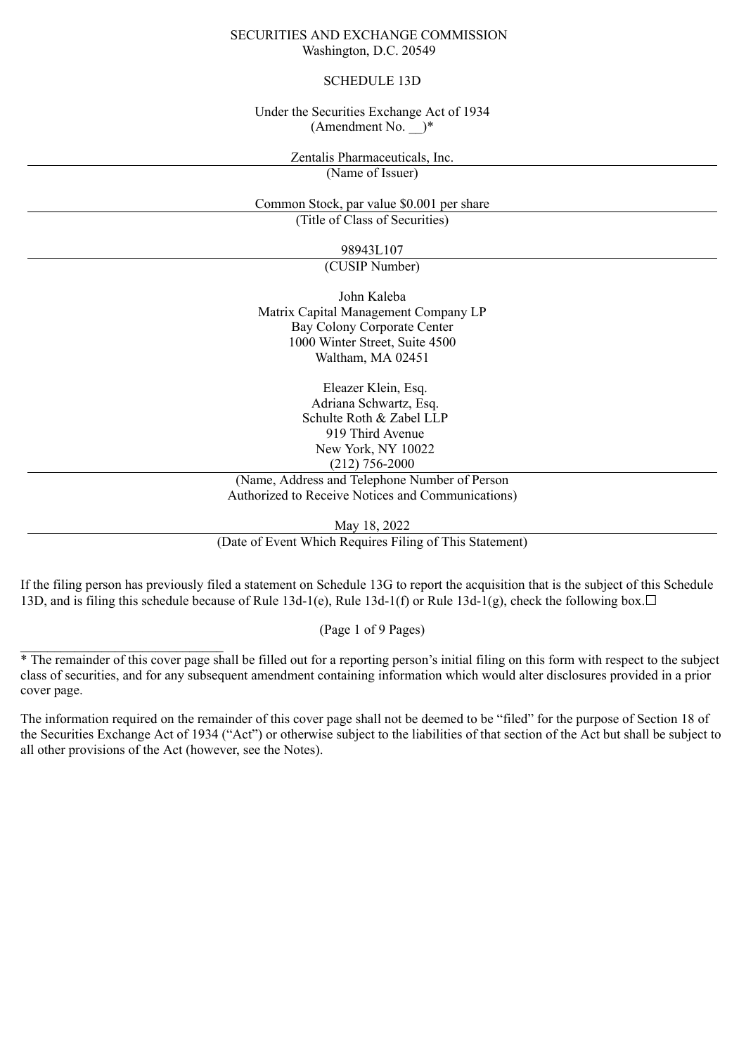SECURITIES AND EXCHANGE COMMISSION
Washington, D.C. 20549

# SCHEDULE 13D

Under the Securities Exchange Act of 1934
(Amendment No. __)*

Zentalis Pharmaceuticals, Inc.

(Name of Issuer)

Common Stock, par value $0.001 per share

(Title of Class of Securities)

98943L107

(CUSIP Number)

John Kaleba
Matrix Capital Management Company LP
Bay Colony Corporate Center
1000 Winter Street, Suite 4500
Waltham, MA 02451

Eleazer Klein, Esq.
Adriana Schwartz, Esq.
Schulte Roth & Zabel LLP
919 Third Avenue
New York, NY 10022
(212) 756-2000

(Name, Address and Telephone Number of Person
Authorized to Receive Notices and Communications)

May 18, 2022

(Date of Event Which Requires Filing of This Statement)

If the filing person has previously filed a statement on Schedule 13G to report the acquisition that is the subject of this Schedule 13D, and is filing this schedule because of Rule 13d-1(e), Rule 13d-1(f) or Rule 13d-1(g), check the following box.☐

(Page 1 of 9 Pages)

______________________________

* The remainder of this cover page shall be filled out for a reporting person's initial filing on this form with respect to the subject class of securities, and for any subsequent amendment containing information which would alter disclosures provided in a prior cover page.

The information required on the remainder of this cover page shall not be deemed to be "filed" for the purpose of Section 18 of the Securities Exchange Act of 1934 ("Act") or otherwise subject to the liabilities of that section of the Act but shall be subject to all other provisions of the Act (however, see the Notes).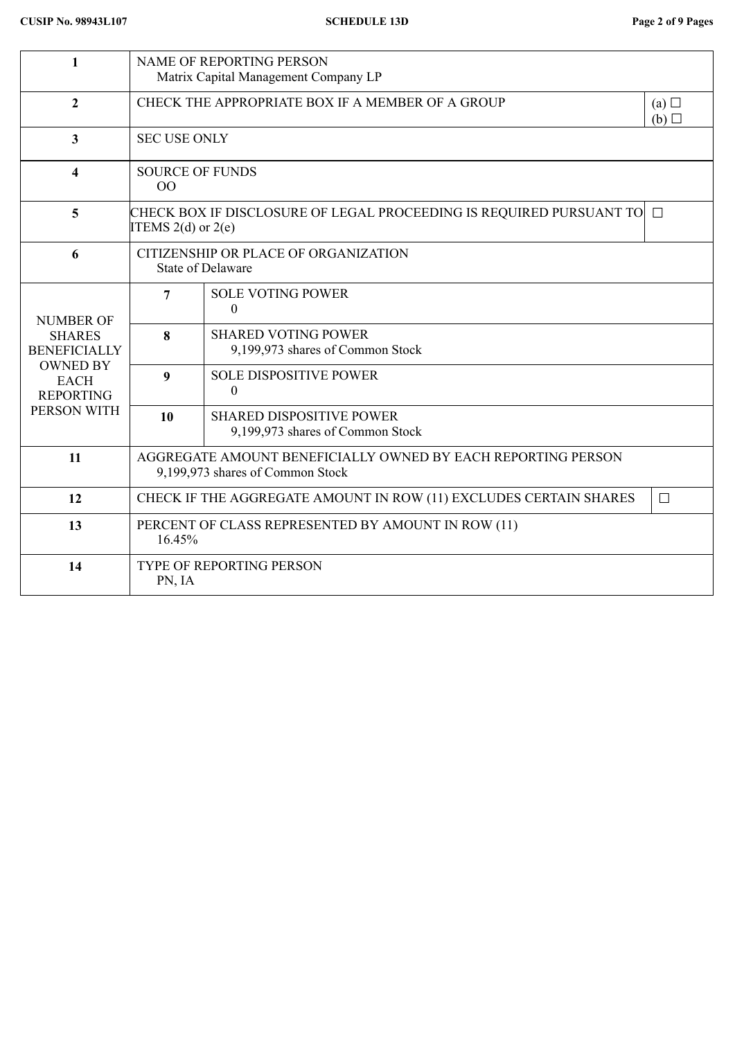| | | | |
|---|---|---|---|
| 1 | NAME OF REPORTING PERSON<br>Matrix Capital Management Company LP | | |
| 2 | CHECK THE APPROPRIATE BOX IF A MEMBER OF A GROUP | | (a) ☐<br>(b) ☐ |
| 3 | SEC USE ONLY | | |
| 4 | SOURCE OF FUNDS<br>OO | | |
| 5 | CHECK BOX IF DISCLOSURE OF LEGAL PROCEEDING IS REQUIRED PURSUANT TO ITEMS 2(d) or 2(e) | | ☐ |
| 6 | CITIZENSHIP OR PLACE OF ORGANIZATION<br>State of Delaware | | |
| NUMBER OF SHARES BENEFICIALLY OWNED BY EACH REPORTING PERSON WITH | 7 | SOLE VOTING POWER<br>0 | |
| | 8 | SHARED VOTING POWER<br>9,199,973 shares of Common Stock | |
| | 9 | SOLE DISPOSITIVE POWER<br>0 | |
| | 10 | SHARED DISPOSITIVE POWER<br>9,199,973 shares of Common Stock | |
| 11 | AGGREGATE AMOUNT BENEFICIALLY OWNED BY EACH REPORTING PERSON<br>9,199,973 shares of Common Stock | | |
| 12 | CHECK IF THE AGGREGATE AMOUNT IN ROW (11) EXCLUDES CERTAIN SHARES | | ☐ |
| 13 | PERCENT OF CLASS REPRESENTED BY AMOUNT IN ROW (11)<br>16.45% | | |
| 14 | TYPE OF REPORTING PERSON<br>PN, IA | | |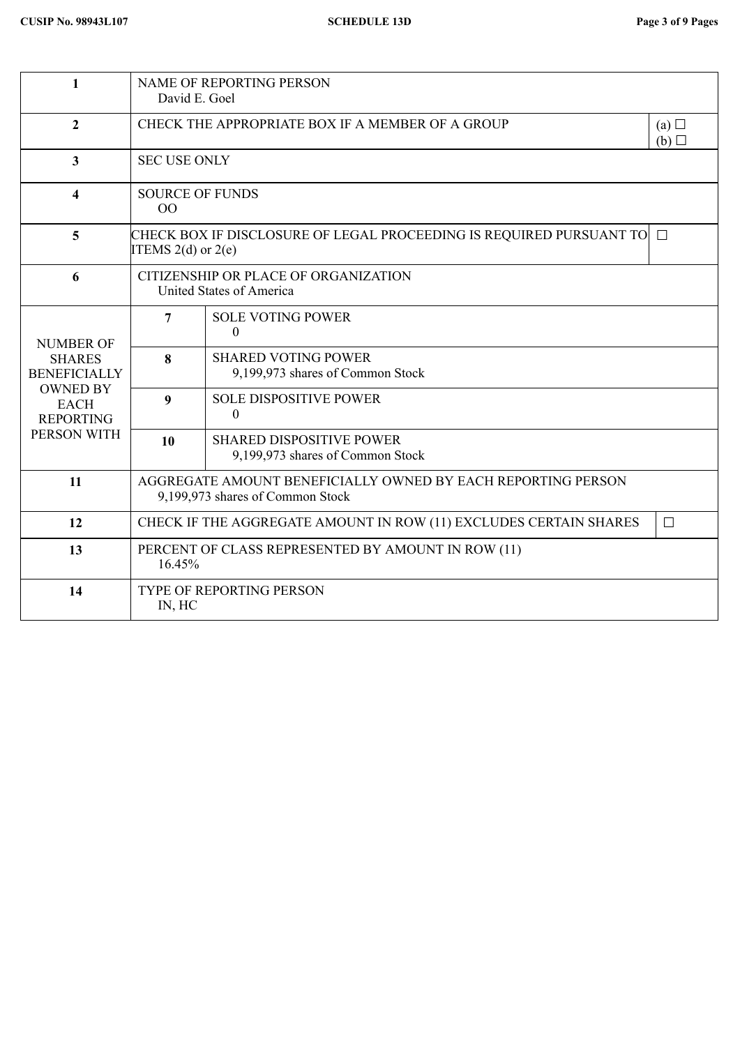| 1 | NAME OF REPORTING PERSON<br>David E. Goel | | |
|---|---|---|---|
| 2 | CHECK THE APPROPRIATE BOX IF A MEMBER OF A GROUP | | (a) ☐<br>(b) ☐ |
| 3 | SEC USE ONLY | | |
| 4 | SOURCE OF FUNDS<br>OO | | |
| 5 | CHECK BOX IF DISCLOSURE OF LEGAL PROCEEDING IS REQUIRED PURSUANT TO ITEMS 2(d) or 2(e) | | ☐ |
| 6 | CITIZENSHIP OR PLACE OF ORGANIZATION<br>United States of America | | |
| NUMBER OF SHARES BENEFICIALLY OWNED BY EACH REPORTING PERSON WITH | 7 | SOLE VOTING POWER<br>0 | |
| | 8 | SHARED VOTING POWER<br>9,199,973 shares of Common Stock | |
| | 9 | SOLE DISPOSITIVE POWER<br>0 | |
| | 10 | SHARED DISPOSITIVE POWER<br>9,199,973 shares of Common Stock | |
| 11 | AGGREGATE AMOUNT BENEFICIALLY OWNED BY EACH REPORTING PERSON<br>9,199,973 shares of Common Stock | | |
| 12 | CHECK IF THE AGGREGATE AMOUNT IN ROW (11) EXCLUDES CERTAIN SHARES | | ☐ |
| 13 | PERCENT OF CLASS REPRESENTED BY AMOUNT IN ROW (11)<br>16.45% | | |
| 14 | TYPE OF REPORTING PERSON<br>IN, HC | | |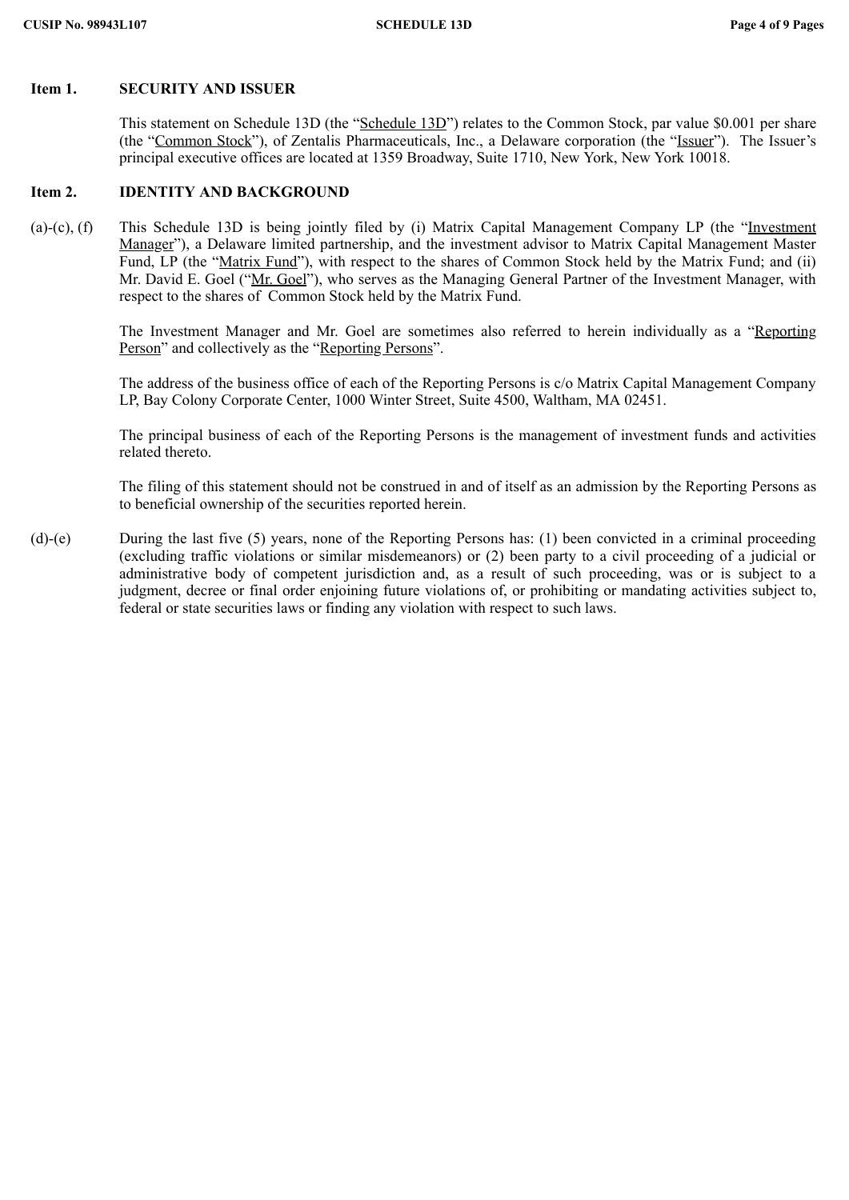**Item 1. SECURITY AND ISSUER**

This statement on Schedule 13D (the "Schedule 13D") relates to the Common Stock, par value $0.001 per share (the "Common Stock"), of Zentalis Pharmaceuticals, Inc., a Delaware corporation (the "Issuer"). The Issuer's principal executive offices are located at 1359 Broadway, Suite 1710, New York, New York 10018.

**Item 2. IDENTITY AND BACKGROUND**

(a)-(c), (f) This Schedule 13D is being jointly filed by (i) Matrix Capital Management Company LP (the "Investment Manager"), a Delaware limited partnership, and the investment advisor to Matrix Capital Management Master Fund, LP (the "Matrix Fund"), with respect to the shares of Common Stock held by the Matrix Fund; and (ii) Mr. David E. Goel ("Mr. Goel"), who serves as the Managing General Partner of the Investment Manager, with respect to the shares of Common Stock held by the Matrix Fund.

The Investment Manager and Mr. Goel are sometimes also referred to herein individually as a "Reporting Person" and collectively as the "Reporting Persons".

The address of the business office of each of the Reporting Persons is c/o Matrix Capital Management Company LP, Bay Colony Corporate Center, 1000 Winter Street, Suite 4500, Waltham, MA 02451.

The principal business of each of the Reporting Persons is the management of investment funds and activities related thereto.

The filing of this statement should not be construed in and of itself as an admission by the Reporting Persons as to beneficial ownership of the securities reported herein.

(d)-(e) During the last five (5) years, none of the Reporting Persons has: (1) been convicted in a criminal proceeding (excluding traffic violations or similar misdemeanors) or (2) been party to a civil proceeding of a judicial or administrative body of competent jurisdiction and, as a result of such proceeding, was or is subject to a judgment, decree or final order enjoining future violations of, or prohibiting or mandating activities subject to, federal or state securities laws or finding any violation with respect to such laws.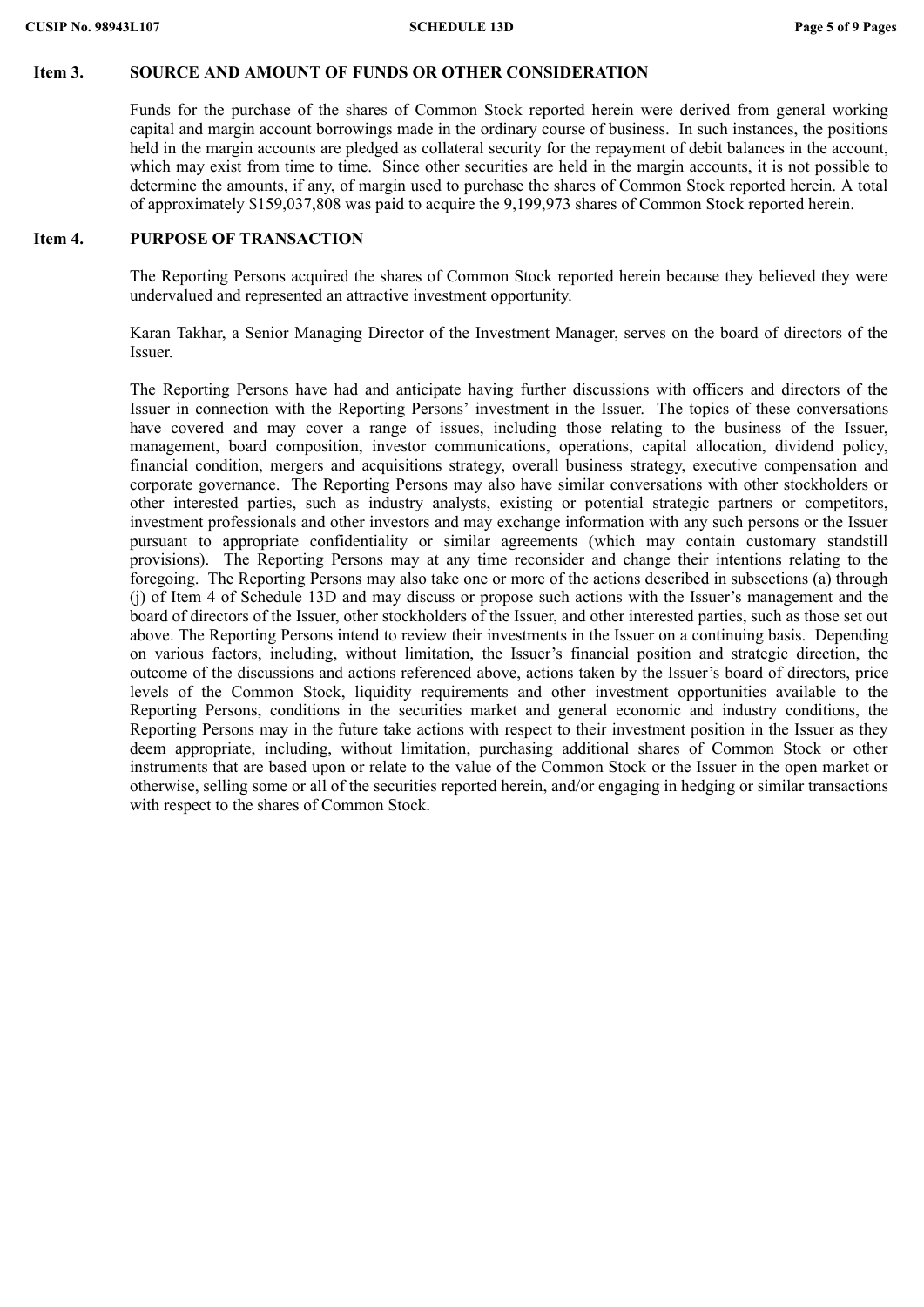## Item 3. SOURCE AND AMOUNT OF FUNDS OR OTHER CONSIDERATION

Funds for the purchase of the shares of Common Stock reported herein were derived from general working capital and margin account borrowings made in the ordinary course of business. In such instances, the positions held in the margin accounts are pledged as collateral security for the repayment of debit balances in the account, which may exist from time to time. Since other securities are held in the margin accounts, it is not possible to determine the amounts, if any, of margin used to purchase the shares of Common Stock reported herein. A total of approximately $159,037,808 was paid to acquire the 9,199,973 shares of Common Stock reported herein.

## Item 4. PURPOSE OF TRANSACTION

The Reporting Persons acquired the shares of Common Stock reported herein because they believed they were undervalued and represented an attractive investment opportunity.

Karan Takhar, a Senior Managing Director of the Investment Manager, serves on the board of directors of the Issuer.

The Reporting Persons have had and anticipate having further discussions with officers and directors of the Issuer in connection with the Reporting Persons' investment in the Issuer. The topics of these conversations have covered and may cover a range of issues, including those relating to the business of the Issuer, management, board composition, investor communications, operations, capital allocation, dividend policy, financial condition, mergers and acquisitions strategy, overall business strategy, executive compensation and corporate governance. The Reporting Persons may also have similar conversations with other stockholders or other interested parties, such as industry analysts, existing or potential strategic partners or competitors, investment professionals and other investors and may exchange information with any such persons or the Issuer pursuant to appropriate confidentiality or similar agreements (which may contain customary standstill provisions). The Reporting Persons may at any time reconsider and change their intentions relating to the foregoing. The Reporting Persons may also take one or more of the actions described in subsections (a) through (j) of Item 4 of Schedule 13D and may discuss or propose such actions with the Issuer's management and the board of directors of the Issuer, other stockholders of the Issuer, and other interested parties, such as those set out above. The Reporting Persons intend to review their investments in the Issuer on a continuing basis. Depending on various factors, including, without limitation, the Issuer's financial position and strategic direction, the outcome of the discussions and actions referenced above, actions taken by the Issuer's board of directors, price levels of the Common Stock, liquidity requirements and other investment opportunities available to the Reporting Persons, conditions in the securities market and general economic and industry conditions, the Reporting Persons may in the future take actions with respect to their investment position in the Issuer as they deem appropriate, including, without limitation, purchasing additional shares of Common Stock or other instruments that are based upon or relate to the value of the Common Stock or the Issuer in the open market or otherwise, selling some or all of the securities reported herein, and/or engaging in hedging or similar transactions with respect to the shares of Common Stock.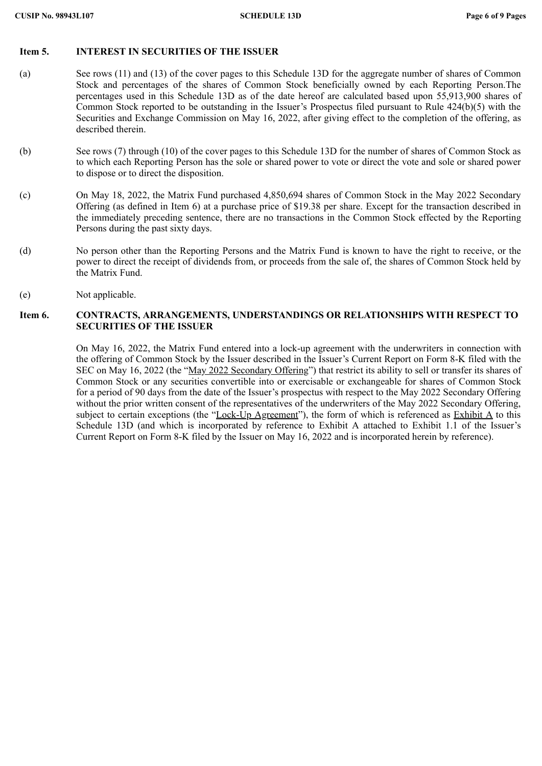## Item 5. INTEREST IN SECURITIES OF THE ISSUER

(a) See rows (11) and (13) of the cover pages to this Schedule 13D for the aggregate number of shares of Common Stock and percentages of the shares of Common Stock beneficially owned by each Reporting Person.The percentages used in this Schedule 13D as of the date hereof are calculated based upon 55,913,900 shares of Common Stock reported to be outstanding in the Issuer's Prospectus filed pursuant to Rule 424(b)(5) with the Securities and Exchange Commission on May 16, 2022, after giving effect to the completion of the offering, as described therein.

(b) See rows (7) through (10) of the cover pages to this Schedule 13D for the number of shares of Common Stock as to which each Reporting Person has the sole or shared power to vote or direct the vote and sole or shared power to dispose or to direct the disposition.

(c) On May 18, 2022, the Matrix Fund purchased 4,850,694 shares of Common Stock in the May 2022 Secondary Offering (as defined in Item 6) at a purchase price of $19.38 per share. Except for the transaction described in the immediately preceding sentence, there are no transactions in the Common Stock effected by the Reporting Persons during the past sixty days.

(d) No person other than the Reporting Persons and the Matrix Fund is known to have the right to receive, or the power to direct the receipt of dividends from, or proceeds from the sale of, the shares of Common Stock held by the Matrix Fund.

(e) Not applicable.

## Item 6. CONTRACTS, ARRANGEMENTS, UNDERSTANDINGS OR RELATIONSHIPS WITH RESPECT TO SECURITIES OF THE ISSUER

On May 16, 2022, the Matrix Fund entered into a lock-up agreement with the underwriters in connection with the offering of Common Stock by the Issuer described in the Issuer's Current Report on Form 8-K filed with the SEC on May 16, 2022 (the "May 2022 Secondary Offering") that restrict its ability to sell or transfer its shares of Common Stock or any securities convertible into or exercisable or exchangeable for shares of Common Stock for a period of 90 days from the date of the Issuer's prospectus with respect to the May 2022 Secondary Offering without the prior written consent of the representatives of the underwriters of the May 2022 Secondary Offering, subject to certain exceptions (the "Lock-Up Agreement"), the form of which is referenced as Exhibit A to this Schedule 13D (and which is incorporated by reference to Exhibit A attached to Exhibit 1.1 of the Issuer's Current Report on Form 8-K filed by the Issuer on May 16, 2022 and is incorporated herein by reference).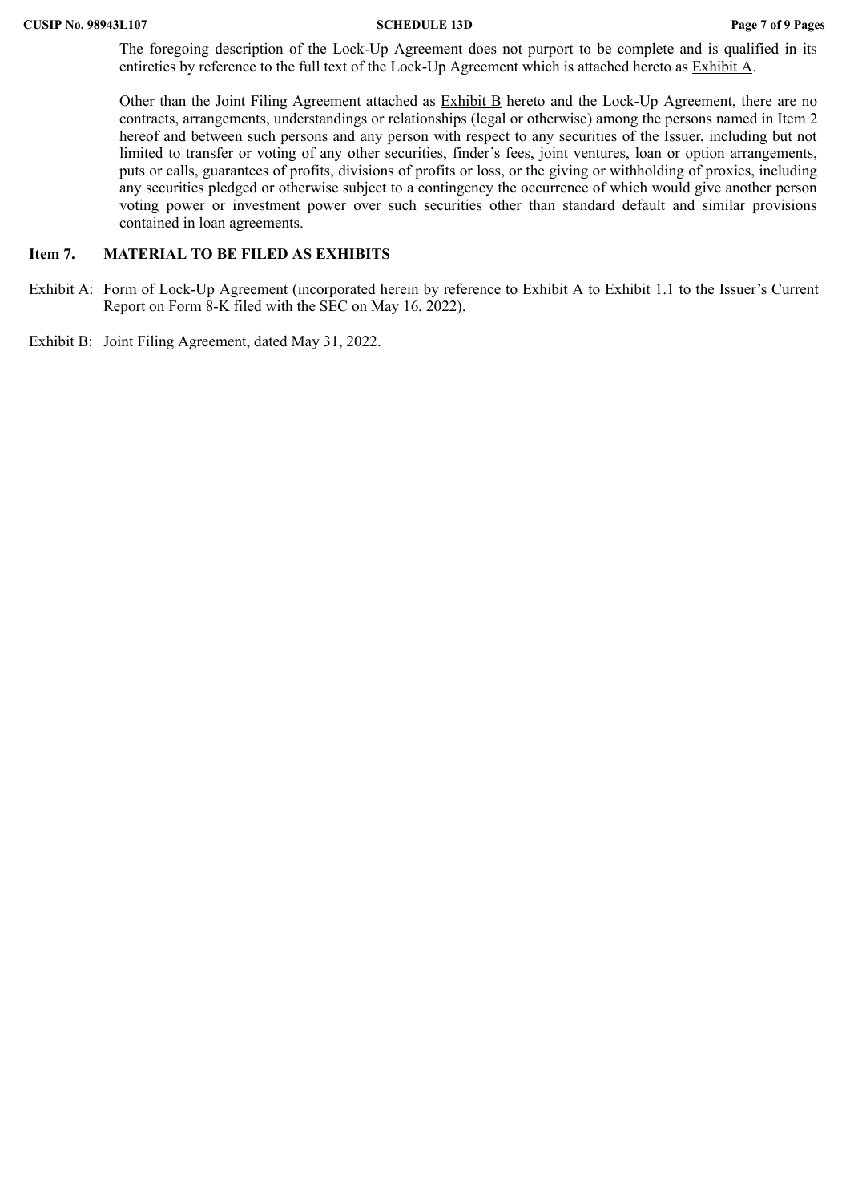The foregoing description of the Lock-Up Agreement does not purport to be complete and is qualified in its entireties by reference to the full text of the Lock-Up Agreement which is attached hereto as Exhibit A.

Other than the Joint Filing Agreement attached as Exhibit B hereto and the Lock-Up Agreement, there are no contracts, arrangements, understandings or relationships (legal or otherwise) among the persons named in Item 2 hereof and between such persons and any person with respect to any securities of the Issuer, including but not limited to transfer or voting of any other securities, finder's fees, joint ventures, loan or option arrangements, puts or calls, guarantees of profits, divisions of profits or loss, or the giving or withholding of proxies, including any securities pledged or otherwise subject to a contingency the occurrence of which would give another person voting power or investment power over such securities other than standard default and similar provisions contained in loan agreements.

## Item 7. MATERIAL TO BE FILED AS EXHIBITS

Exhibit A: Form of Lock-Up Agreement (incorporated herein by reference to Exhibit A to Exhibit 1.1 to the Issuer's Current Report on Form 8-K filed with the SEC on May 16, 2022).

Exhibit B: Joint Filing Agreement, dated May 31, 2022.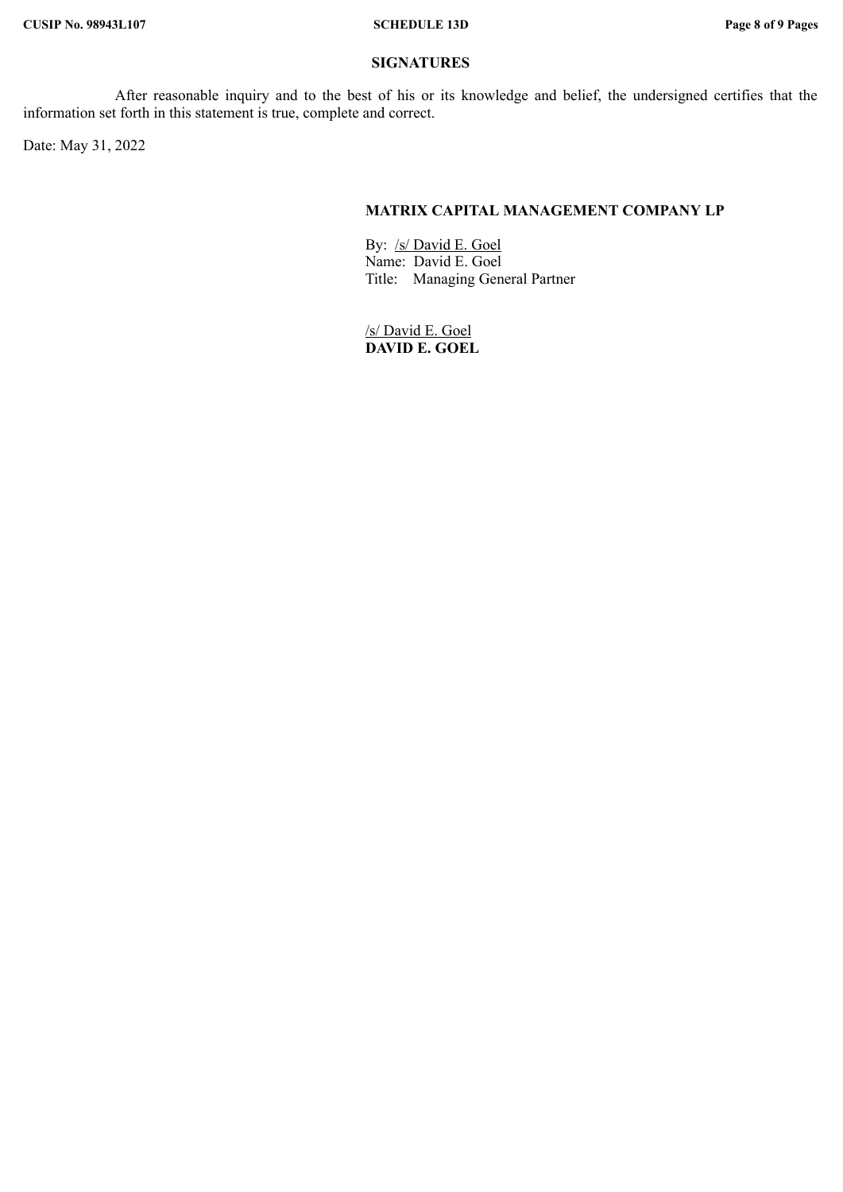## SIGNATURES

After reasonable inquiry and to the best of his or its knowledge and belief, the undersigned certifies that the information set forth in this statement is true, complete and correct.

Date: May 31, 2022

**MATRIX CAPITAL MANAGEMENT COMPANY LP**

By: /s/ David E. Goel
Name: David E. Goel
Title: Managing General Partner

/s/ David E. Goel
**DAVID E. GOEL**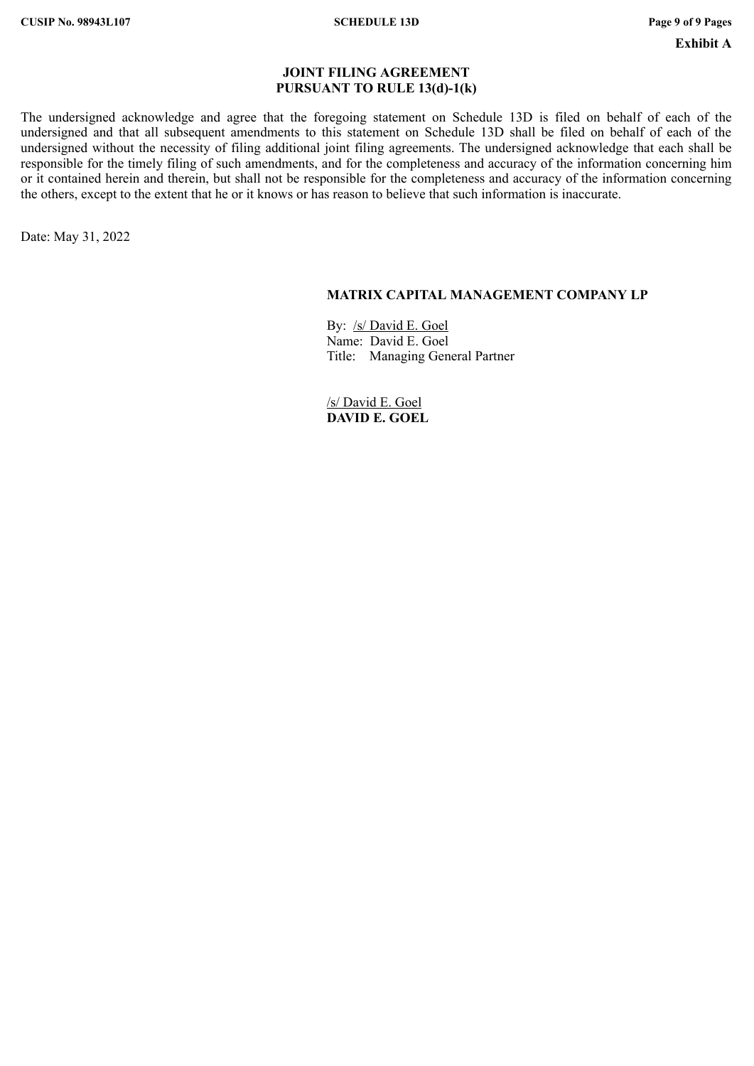**Exhibit A**

**JOINT FILING AGREEMENT**
**PURSUANT TO RULE 13(d)-1(k)**

The undersigned acknowledge and agree that the foregoing statement on Schedule 13D is filed on behalf of each of the undersigned and that all subsequent amendments to this statement on Schedule 13D shall be filed on behalf of each of the undersigned without the necessity of filing additional joint filing agreements. The undersigned acknowledge that each shall be responsible for the timely filing of such amendments, and for the completeness and accuracy of the information concerning him or it contained herein and therein, but shall not be responsible for the completeness and accuracy of the information concerning the others, except to the extent that he or it knows or has reason to believe that such information is inaccurate.

Date: May 31, 2022

**MATRIX CAPITAL MANAGEMENT COMPANY LP**

By: /s/ David E. Goel
Name: David E. Goel
Title: Managing General Partner

/s/ David E. Goel
**DAVID E. GOEL**